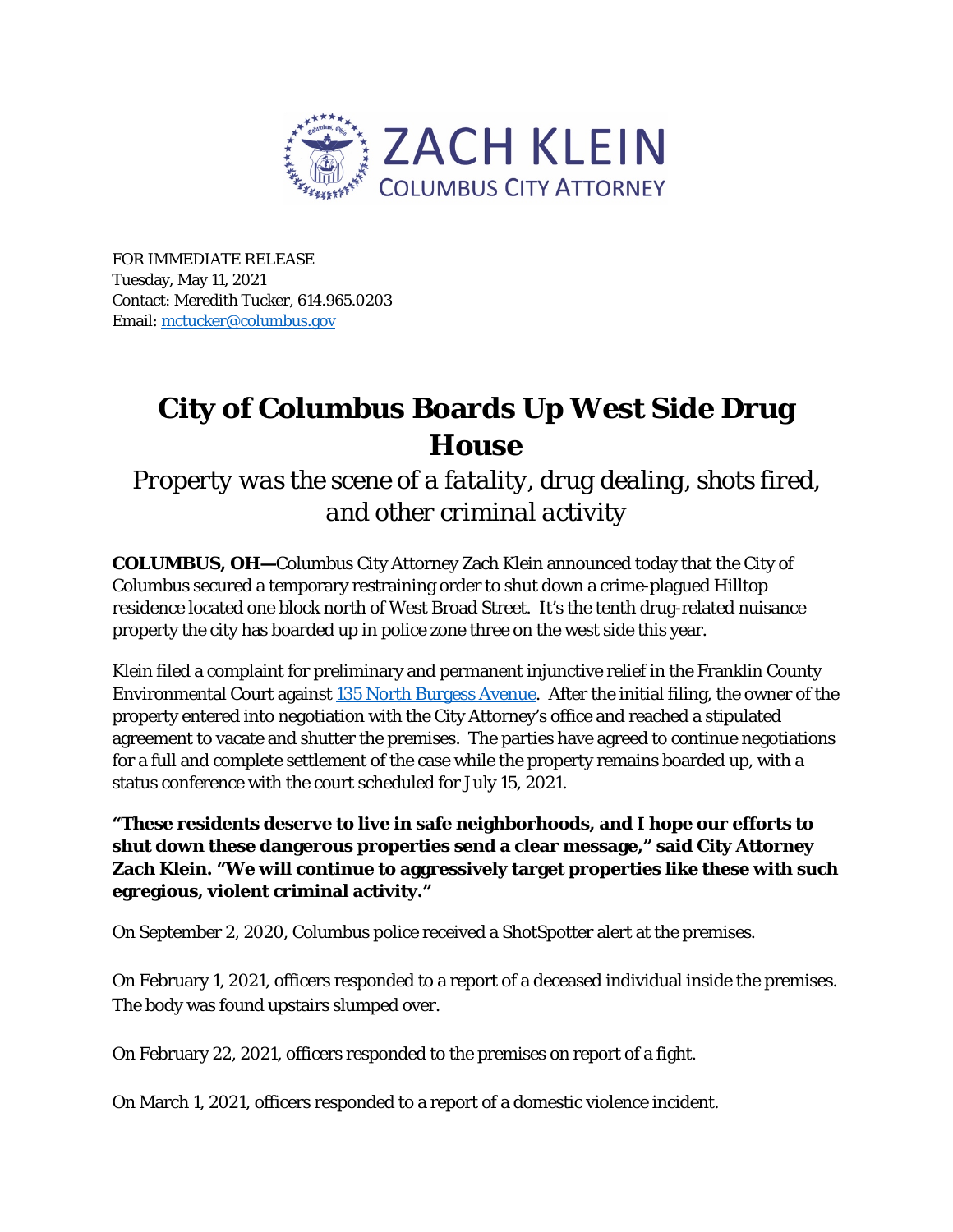ZACH KLEIN
COLUMBUS CITY ATTORNEY

FOR IMMEDIATE RELEASE
Tuesday, May 11, 2021
Contact: Meredith Tucker, 614.965.0203
Email: [mctucker@columbus.gov](mailto:mctucker@columbus.gov)

# City of Columbus Boards Up West Side Drug House

*Property was the scene of a fatality, drug dealing, shots fired, and other criminal activity*

**COLUMBUS, OH—**Columbus City Attorney Zach Klein announced today that the City of Columbus secured a temporary restraining order to shut down a crime-plagued Hilltop residence located one block north of West Broad Street. It's the tenth drug-related nuisance property the city has boarded up in police zone three on the west side this year.

Klein filed a complaint for preliminary and permanent injunctive relief in the Franklin County Environmental Court against 135 North Burgess Avenue. After the initial filing, the owner of the property entered into negotiation with the City Attorney's office and reached a stipulated agreement to vacate and shutter the premises. The parties have agreed to continue negotiations for a full and complete settlement of the case while the property remains boarded up, with a status conference with the court scheduled for July 15, 2021.

**"These residents deserve to live in safe neighborhoods, and I hope our efforts to shut down these dangerous properties send a clear message," said City Attorney Zach Klein. "We will continue to aggressively target properties like these with such egregious, violent criminal activity."**

On September 2, 2020, Columbus police received a ShotSpotter alert at the premises.

On February 1, 2021, officers responded to a report of a deceased individual inside the premises. The body was found upstairs slumped over.

On February 22, 2021, officers responded to the premises on report of a fight.

On March 1, 2021, officers responded to a report of a domestic violence incident.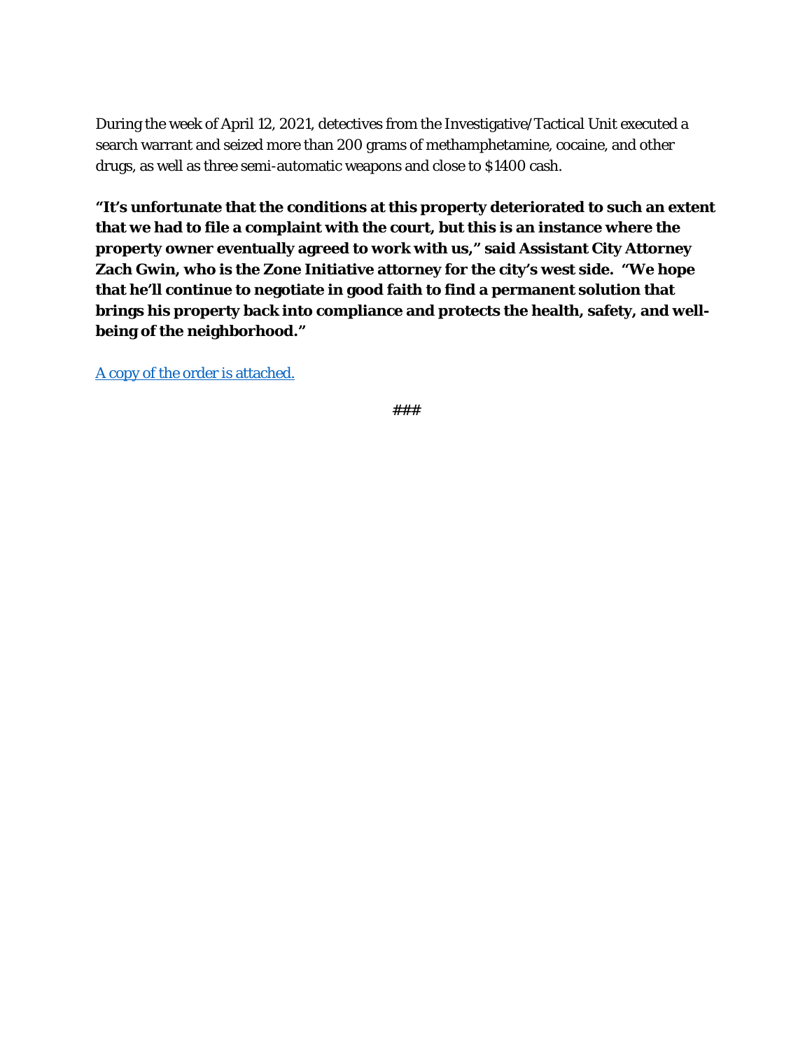During the week of April 12, 2021, detectives from the Investigative/Tactical Unit executed a search warrant and seized more than 200 grams of methamphetamine, cocaine, and other drugs, as well as three semi-automatic weapons and close to $1400 cash.

**"It's unfortunate that the conditions at this property deteriorated to such an extent that we had to file a complaint with the court, but this is an instance where the property owner eventually agreed to work with us," said Assistant City Attorney Zach Gwin, who is the Zone Initiative attorney for the city's west side. "We hope that he'll continue to negotiate in good faith to find a permanent solution that brings his property back into compliance and protects the health, safety, and well-being of the neighborhood."**

A copy of the order is attached.

###